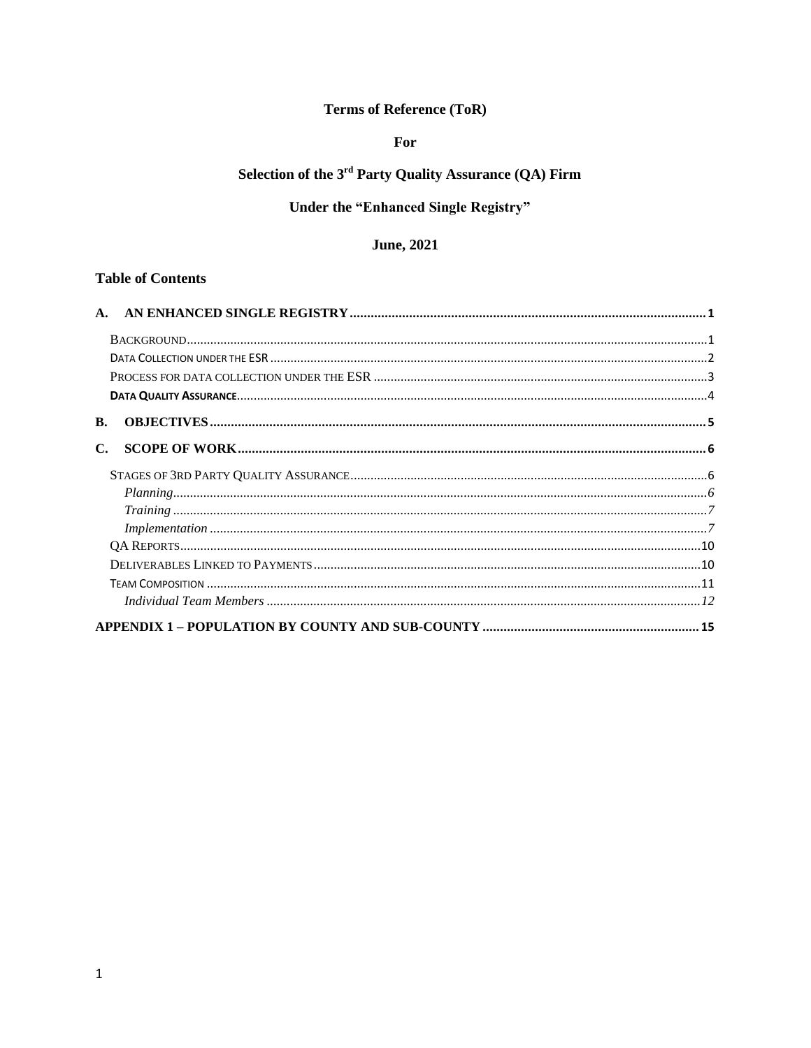**Terms of Reference (ToR)**

**For**

**Selection of the 3rd Party Quality Assurance (QA) Firm**

**Under the "Enhanced Single Registry"**

**June, 2021**

## Table of Contents

**A. AN ENHANCED SINGLE REGISTRY** ........................................ 1

- BACKGROUND ........................................ 1
- DATA COLLECTION UNDER THE ESR ........................................ 2
- PROCESS FOR DATA COLLECTION UNDER THE ESR ........................................ 3
- **DATA QUALITY ASSURANCE** ........................................ 4

**B. OBJECTIVES** ........................................ 5

**C. SCOPE OF WORK** ........................................ 6

- STAGES OF 3RD PARTY QUALITY ASSURANCE ........................................ 6
  - *Planning* ........................................ 6
  - *Training* ........................................ 7
  - *Implementation* ........................................ 7
- QA REPORTS ........................................ 10
- DELIVERABLES LINKED TO PAYMENTS ........................................ 10
- TEAM COMPOSITION ........................................ 11
  - *Individual Team Members* ........................................ 12

**APPENDIX 1 – POPULATION BY COUNTY AND SUB-COUNTY** ........................................ 15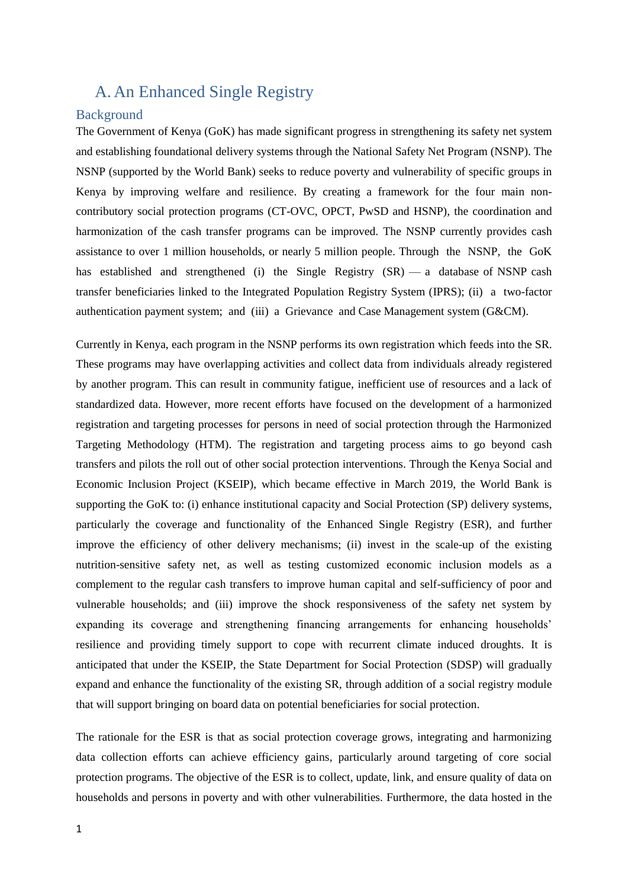## A. An Enhanced Single Registry

### Background

The Government of Kenya (GoK) has made significant progress in strengthening its safety net system and establishing foundational delivery systems through the National Safety Net Program (NSNP). The NSNP (supported by the World Bank) seeks to reduce poverty and vulnerability of specific groups in Kenya by improving welfare and resilience. By creating a framework for the four main non-contributory social protection programs (CT-OVC, OPCT, PwSD and HSNP), the coordination and harmonization of the cash transfer programs can be improved. The NSNP currently provides cash assistance to over 1 million households, or nearly 5 million people. Through the NSNP, the GoK has established and strengthened (i) the Single Registry (SR) — a database of NSNP cash transfer beneficiaries linked to the Integrated Population Registry System (IPRS); (ii) a two-factor authentication payment system; and (iii) a Grievance and Case Management system (G&CM).

Currently in Kenya, each program in the NSNP performs its own registration which feeds into the SR. These programs may have overlapping activities and collect data from individuals already registered by another program. This can result in community fatigue, inefficient use of resources and a lack of standardized data. However, more recent efforts have focused on the development of a harmonized registration and targeting processes for persons in need of social protection through the Harmonized Targeting Methodology (HTM). The registration and targeting process aims to go beyond cash transfers and pilots the roll out of other social protection interventions. Through the Kenya Social and Economic Inclusion Project (KSEIP), which became effective in March 2019, the World Bank is supporting the GoK to: (i) enhance institutional capacity and Social Protection (SP) delivery systems, particularly the coverage and functionality of the Enhanced Single Registry (ESR), and further improve the efficiency of other delivery mechanisms; (ii) invest in the scale-up of the existing nutrition-sensitive safety net, as well as testing customized economic inclusion models as a complement to the regular cash transfers to improve human capital and self-sufficiency of poor and vulnerable households; and (iii) improve the shock responsiveness of the safety net system by expanding its coverage and strengthening financing arrangements for enhancing households' resilience and providing timely support to cope with recurrent climate induced droughts. It is anticipated that under the KSEIP, the State Department for Social Protection (SDSP) will gradually expand and enhance the functionality of the existing SR, through addition of a social registry module that will support bringing on board data on potential beneficiaries for social protection.

The rationale for the ESR is that as social protection coverage grows, integrating and harmonizing data collection efforts can achieve efficiency gains, particularly around targeting of core social protection programs. The objective of the ESR is to collect, update, link, and ensure quality of data on households and persons in poverty and with other vulnerabilities. Furthermore, the data hosted in the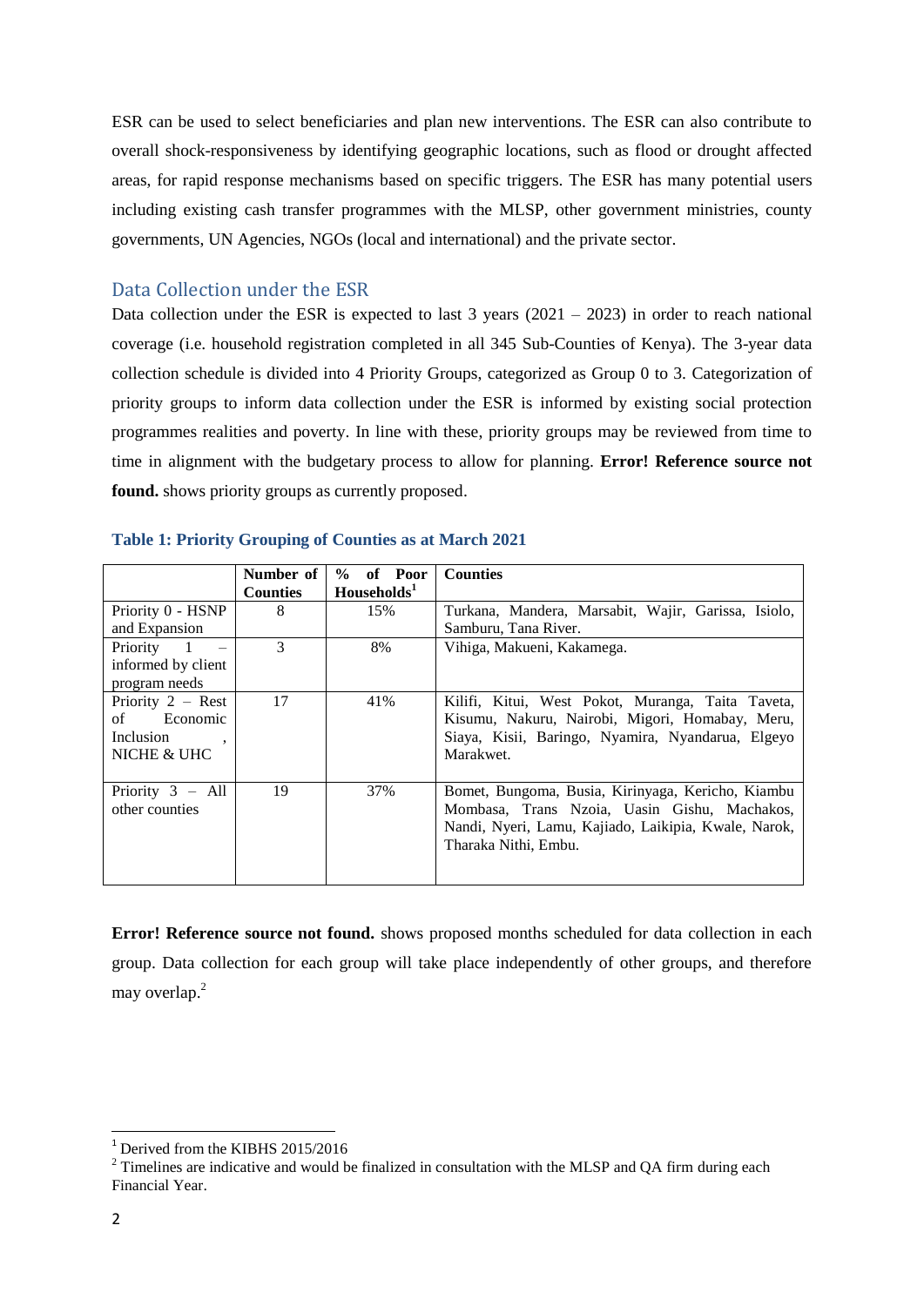ESR can be used to select beneficiaries and plan new interventions. The ESR can also contribute to overall shock-responsiveness by identifying geographic locations, such as flood or drought affected areas, for rapid response mechanisms based on specific triggers. The ESR has many potential users including existing cash transfer programmes with the MLSP, other government ministries, county governments, UN Agencies, NGOs (local and international) and the private sector.

## Data Collection under the ESR

Data collection under the ESR is expected to last 3 years (2021 – 2023) in order to reach national coverage (i.e. household registration completed in all 345 Sub-Counties of Kenya). The 3-year data collection schedule is divided into 4 Priority Groups, categorized as Group 0 to 3. Categorization of priority groups to inform data collection under the ESR is informed by existing social protection programmes realities and poverty. In line with these, priority groups may be reviewed from time to time in alignment with the budgetary process to allow for planning. **Error! Reference source not found.** shows priority groups as currently proposed.

**Table 1: Priority Grouping of Counties as at March 2021**

| | Number of Counties | % of Poor Households[1] | Counties |
|---|---|---|---|
| Priority 0 - HSNP and Expansion | 8 | 15% | Turkana, Mandera, Marsabit, Wajir, Garissa, Isiolo, Samburu, Tana River. |
| Priority 1 – informed by client program needs | 3 | 8% | Vihiga, Makueni, Kakamega. |
| Priority 2 – Rest of Economic Inclusion , NICHE & UHC | 17 | 41% | Kilifi, Kitui, West Pokot, Muranga, Taita Taveta, Kisumu, Nakuru, Nairobi, Migori, Homabay, Meru, Siaya, Kisii, Baringo, Nyamira, Nyandarua, Elgeyo Marakwet. |
| Priority 3 – All other counties | 19 | 37% | Bomet, Bungoma, Busia, Kirinyaga, Kericho, Kiambu Mombasa, Trans Nzoia, Uasin Gishu, Machakos, Nandi, Nyeri, Lamu, Kajiado, Laikipia, Kwale, Narok, Tharaka Nithi, Embu. |

**Error! Reference source not found.** shows proposed months scheduled for data collection in each group. Data collection for each group will take place independently of other groups, and therefore may overlap.[2]

[1] Derived from the KIBHS 2015/2016

[2] Timelines are indicative and would be finalized in consultation with the MLSP and QA firm during each Financial Year.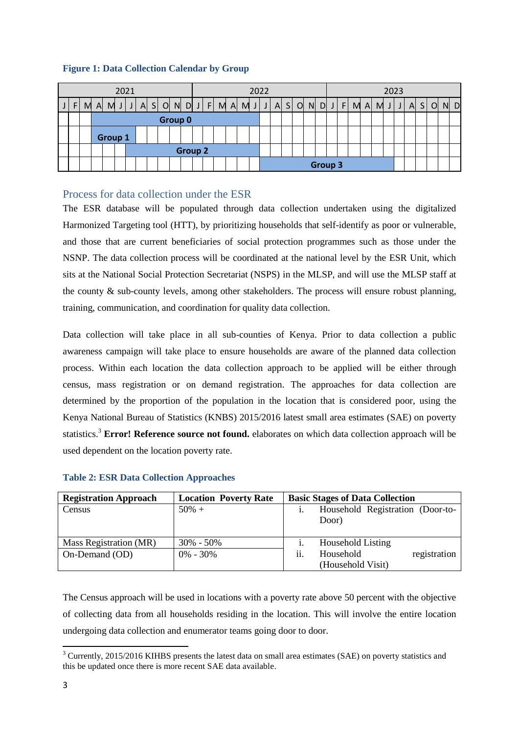**Figure 1: Data Collection Calendar by Group**

| 2021 | | | | | | | | | | | | 2022 | | | | | | | | | | | | 2023 | | | | | | | | | | | |
|---|---|---|---|---|---|---|---|---|---|---|---|---|---|---|---|---|---|---|---|---|---|---|---|---|---|---|---|---|---|---|---|---|---|---|---|
| J | F | M | A | M | J | J | A | S | O | N | D | J | F | M | A | M | J | J | A | S | O | N | D | J | F | M | A | M | J | J | A | S | O | N | D |
| | | | Group 0 | | | | | | | | | | | | | | | | | | | | | | | | | | | | | | | | |
| | | | Group 1 | | | | | | | | | | | | | | | | | | | | | | | | | | | | | | | | |
| | | | | | | Group 2 | | | | | | | | | | | | | | | | | | | | | | | | | | | | | |
| | | | | | | | | | | | | | | | | | | Group 3 | | | | | | | | | | | | | | | | | |

## Process for data collection under the ESR

The ESR database will be populated through data collection undertaken using the digitalized Harmonized Targeting tool (HTT), by prioritizing households that self-identify as poor or vulnerable, and those that are current beneficiaries of social protection programmes such as those under the NSNP. The data collection process will be coordinated at the national level by the ESR Unit, which sits at the National Social Protection Secretariat (NSPS) in the MLSP, and will use the MLSP staff at the county & sub-county levels, among other stakeholders. The process will ensure robust planning, training, communication, and coordination for quality data collection.

Data collection will take place in all sub-counties of Kenya. Prior to data collection a public awareness campaign will take place to ensure households are aware of the planned data collection process. Within each location the data collection approach to be applied will be either through census, mass registration or on demand registration. The approaches for data collection are determined by the proportion of the population in the location that is considered poor, using the Kenya National Bureau of Statistics (KNBS) 2015/2016 latest small area estimates (SAE) on poverty statistics.[3] **Error! Reference source not found.** elaborates on which data collection approach will be used dependent on the location poverty rate.

**Table 2: ESR Data Collection Approaches**

| Registration Approach | Location Poverty Rate | Basic Stages of Data Collection |
|---|---|---|
| Census | 50% + | i. Household Registration (Door-to-Door) |
| Mass Registration (MR) | 30% - 50% | i. Household Listing<br>ii. Household registration (Household Visit) |
| On-Demand (OD) | 0% - 30% | |

The Census approach will be used in locations with a poverty rate above 50 percent with the objective of collecting data from all households residing in the location. This will involve the entire location undergoing data collection and enumerator teams going door to door.

[3] Currently, 2015/2016 KIHBS presents the latest data on small area estimates (SAE) on poverty statistics and this be updated once there is more recent SAE data available.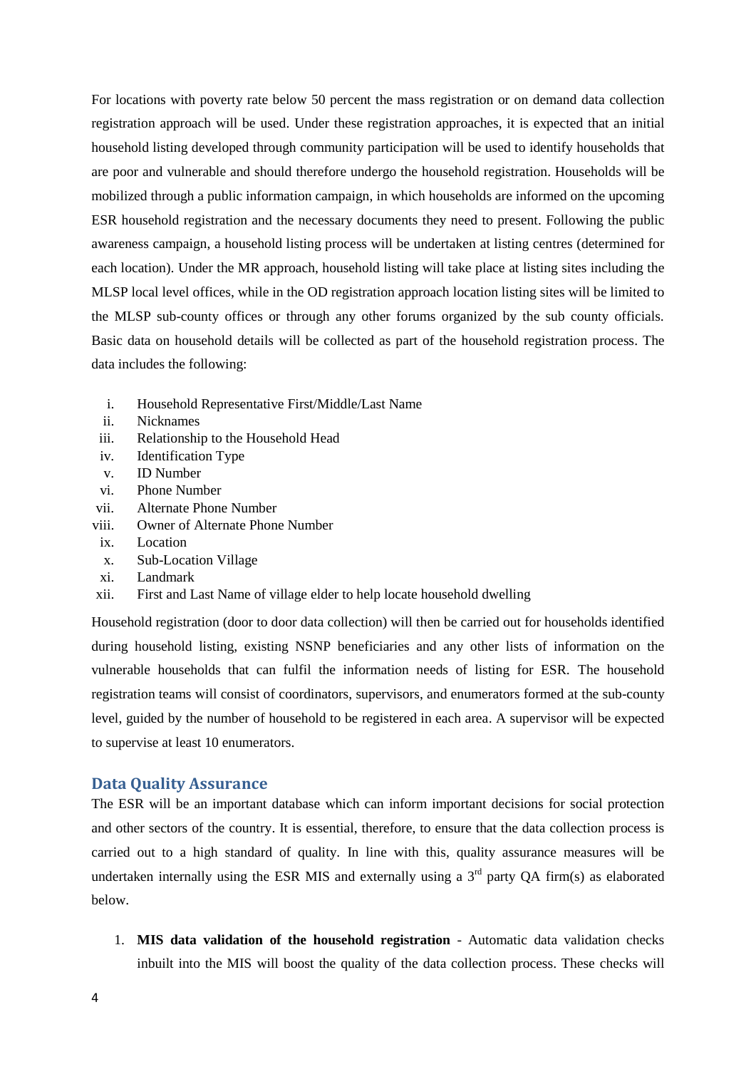For locations with poverty rate below 50 percent the mass registration or on demand data collection registration approach will be used. Under these registration approaches, it is expected that an initial household listing developed through community participation will be used to identify households that are poor and vulnerable and should therefore undergo the household registration. Households will be mobilized through a public information campaign, in which households are informed on the upcoming ESR household registration and the necessary documents they need to present. Following the public awareness campaign, a household listing process will be undertaken at listing centres (determined for each location). Under the MR approach, household listing will take place at listing sites including the MLSP local level offices, while in the OD registration approach location listing sites will be limited to the MLSP sub-county offices or through any other forums organized by the sub county officials. Basic data on household details will be collected as part of the household registration process. The data includes the following:

i. Household Representative First/Middle/Last Name
ii. Nicknames
iii. Relationship to the Household Head
iv. Identification Type
v. ID Number
vi. Phone Number
vii. Alternate Phone Number
viii. Owner of Alternate Phone Number
ix. Location
x. Sub-Location Village
xi. Landmark
xii. First and Last Name of village elder to help locate household dwelling

Household registration (door to door data collection) will then be carried out for households identified during household listing, existing NSNP beneficiaries and any other lists of information on the vulnerable households that can fulfil the information needs of listing for ESR. The household registration teams will consist of coordinators, supervisors, and enumerators formed at the sub-county level, guided by the number of household to be registered in each area. A supervisor will be expected to supervise at least 10 enumerators.

## Data Quality Assurance

The ESR will be an important database which can inform important decisions for social protection and other sectors of the country. It is essential, therefore, to ensure that the data collection process is carried out to a high standard of quality. In line with this, quality assurance measures will be undertaken internally using the ESR MIS and externally using a 3rd party QA firm(s) as elaborated below.

1. **MIS data validation of the household registration** - Automatic data validation checks inbuilt into the MIS will boost the quality of the data collection process. These checks will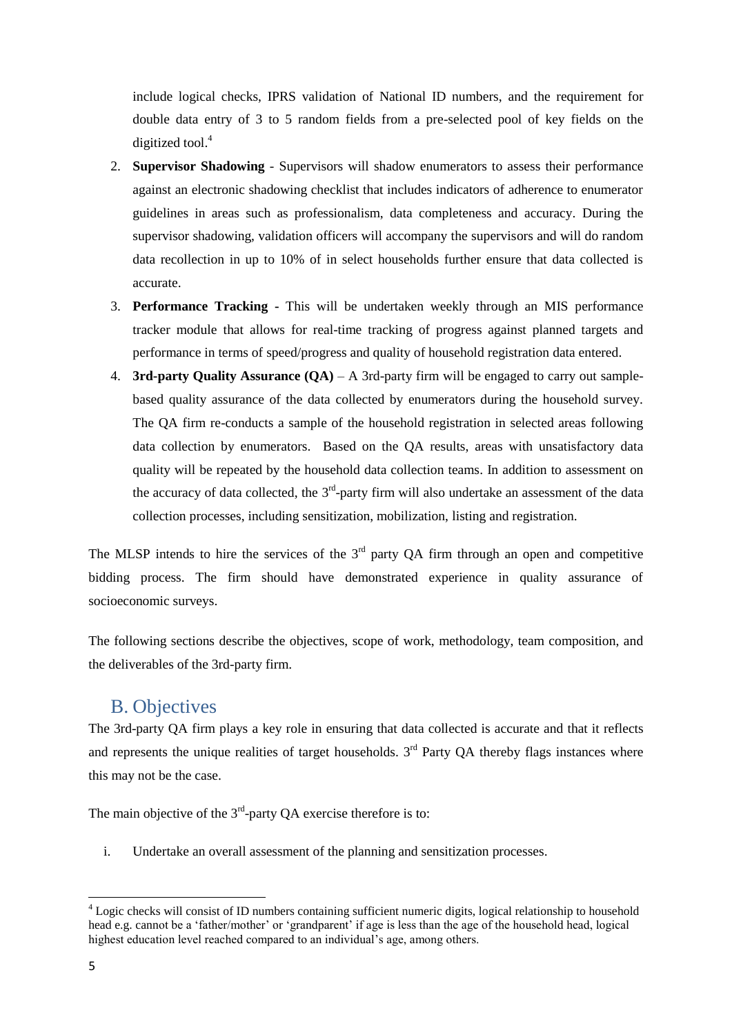include logical checks, IPRS validation of National ID numbers, and the requirement for double data entry of 3 to 5 random fields from a pre-selected pool of key fields on the digitized tool.[4]

2. **Supervisor Shadowing** - Supervisors will shadow enumerators to assess their performance against an electronic shadowing checklist that includes indicators of adherence to enumerator guidelines in areas such as professionalism, data completeness and accuracy. During the supervisor shadowing, validation officers will accompany the supervisors and will do random data recollection in up to 10% of in select households further ensure that data collected is accurate.
3. **Performance Tracking -** This will be undertaken weekly through an MIS performance tracker module that allows for real-time tracking of progress against planned targets and performance in terms of speed/progress and quality of household registration data entered.
4. **3rd-party Quality Assurance (QA)** – A 3rd-party firm will be engaged to carry out sample-based quality assurance of the data collected by enumerators during the household survey. The QA firm re-conducts a sample of the household registration in selected areas following data collection by enumerators. Based on the QA results, areas with unsatisfactory data quality will be repeated by the household data collection teams. In addition to assessment on the accuracy of data collected, the 3rd-party firm will also undertake an assessment of the data collection processes, including sensitization, mobilization, listing and registration.

The MLSP intends to hire the services of the 3rd party QA firm through an open and competitive bidding process. The firm should have demonstrated experience in quality assurance of socioeconomic surveys.

The following sections describe the objectives, scope of work, methodology, team composition, and the deliverables of the 3rd-party firm.

## B. Objectives

The 3rd-party QA firm plays a key role in ensuring that data collected is accurate and that it reflects and represents the unique realities of target households. 3rd Party QA thereby flags instances where this may not be the case.

The main objective of the 3rd-party QA exercise therefore is to:

i. Undertake an overall assessment of the planning and sensitization processes.

---

[4] Logic checks will consist of ID numbers containing sufficient numeric digits, logical relationship to household head e.g. cannot be a 'father/mother' or 'grandparent' if age is less than the age of the household head, logical highest education level reached compared to an individual's age, among others.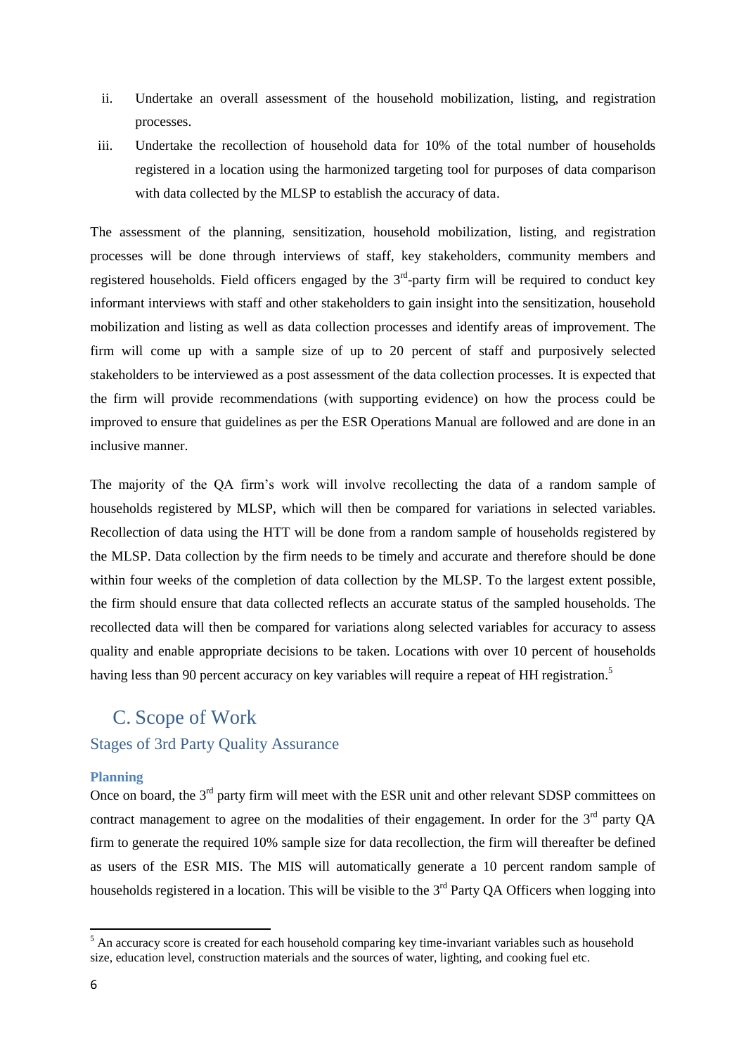ii. Undertake an overall assessment of the household mobilization, listing, and registration processes.

iii. Undertake the recollection of household data for 10% of the total number of households registered in a location using the harmonized targeting tool for purposes of data comparison with data collected by the MLSP to establish the accuracy of data.

The assessment of the planning, sensitization, household mobilization, listing, and registration processes will be done through interviews of staff, key stakeholders, community members and registered households. Field officers engaged by the 3rd-party firm will be required to conduct key informant interviews with staff and other stakeholders to gain insight into the sensitization, household mobilization and listing as well as data collection processes and identify areas of improvement. The firm will come up with a sample size of up to 20 percent of staff and purposively selected stakeholders to be interviewed as a post assessment of the data collection processes. It is expected that the firm will provide recommendations (with supporting evidence) on how the process could be improved to ensure that guidelines as per the ESR Operations Manual are followed and are done in an inclusive manner.

The majority of the QA firm's work will involve recollecting the data of a random sample of households registered by MLSP, which will then be compared for variations in selected variables. Recollection of data using the HTT will be done from a random sample of households registered by the MLSP. Data collection by the firm needs to be timely and accurate and therefore should be done within four weeks of the completion of data collection by the MLSP. To the largest extent possible, the firm should ensure that data collected reflects an accurate status of the sampled households. The recollected data will then be compared for variations along selected variables for accuracy to assess quality and enable appropriate decisions to be taken. Locations with over 10 percent of households having less than 90 percent accuracy on key variables will require a repeat of HH registration.[5]

## C. Scope of Work

### Stages of 3rd Party Quality Assurance

#### Planning

Once on board, the 3rd party firm will meet with the ESR unit and other relevant SDSP committees on contract management to agree on the modalities of their engagement. In order for the 3rd party QA firm to generate the required 10% sample size for data recollection, the firm will thereafter be defined as users of the ESR MIS. The MIS will automatically generate a 10 percent random sample of households registered in a location. This will be visible to the 3rd Party QA Officers when logging into

---

[5] An accuracy score is created for each household comparing key time-invariant variables such as household size, education level, construction materials and the sources of water, lighting, and cooking fuel etc.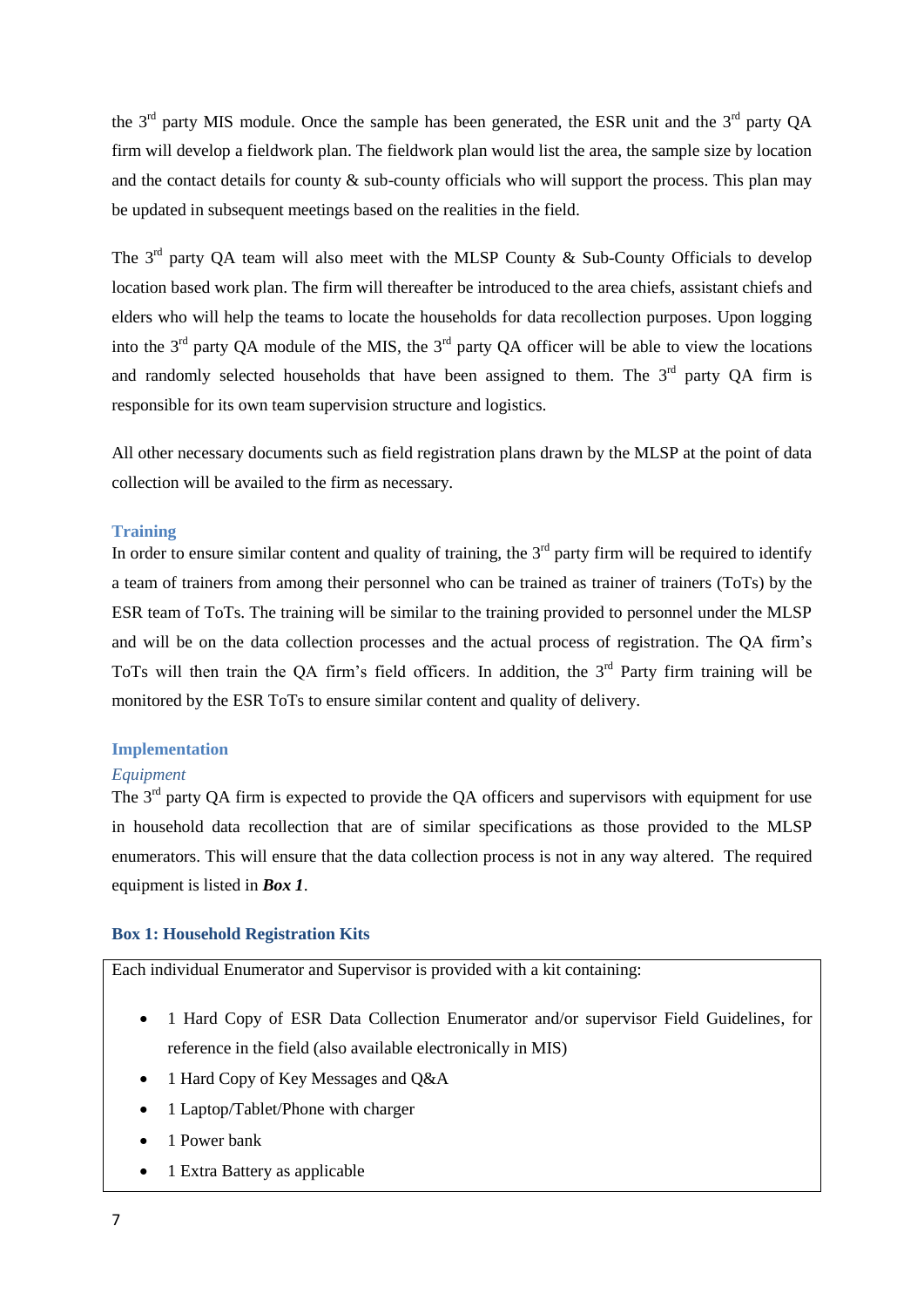the 3rd party MIS module. Once the sample has been generated, the ESR unit and the 3rd party QA firm will develop a fieldwork plan. The fieldwork plan would list the area, the sample size by location and the contact details for county & sub-county officials who will support the process. This plan may be updated in subsequent meetings based on the realities in the field.

The 3rd party QA team will also meet with the MLSP County & Sub-County Officials to develop location based work plan. The firm will thereafter be introduced to the area chiefs, assistant chiefs and elders who will help the teams to locate the households for data recollection purposes. Upon logging into the 3rd party QA module of the MIS, the 3rd party QA officer will be able to view the locations and randomly selected households that have been assigned to them. The 3rd party QA firm is responsible for its own team supervision structure and logistics.

All other necessary documents such as field registration plans drawn by the MLSP at the point of data collection will be availed to the firm as necessary.

### Training

In order to ensure similar content and quality of training, the 3rd party firm will be required to identify a team of trainers from among their personnel who can be trained as trainer of trainers (ToTs) by the ESR team of ToTs. The training will be similar to the training provided to personnel under the MLSP and will be on the data collection processes and the actual process of registration. The QA firm's ToTs will then train the QA firm's field officers. In addition, the 3rd Party firm training will be monitored by the ESR ToTs to ensure similar content and quality of delivery.

### Implementation

#### *Equipment*

The 3rd party QA firm is expected to provide the QA officers and supervisors with equipment for use in household data recollection that are of similar specifications as those provided to the MLSP enumerators. This will ensure that the data collection process is not in any way altered. The required equipment is listed in ***Box 1***.

**Box 1: Household Registration Kits**

Each individual Enumerator and Supervisor is provided with a kit containing:

- 1 Hard Copy of ESR Data Collection Enumerator and/or supervisor Field Guidelines, for reference in the field (also available electronically in MIS)
- 1 Hard Copy of Key Messages and Q&A
- 1 Laptop/Tablet/Phone with charger
- 1 Power bank
- 1 Extra Battery as applicable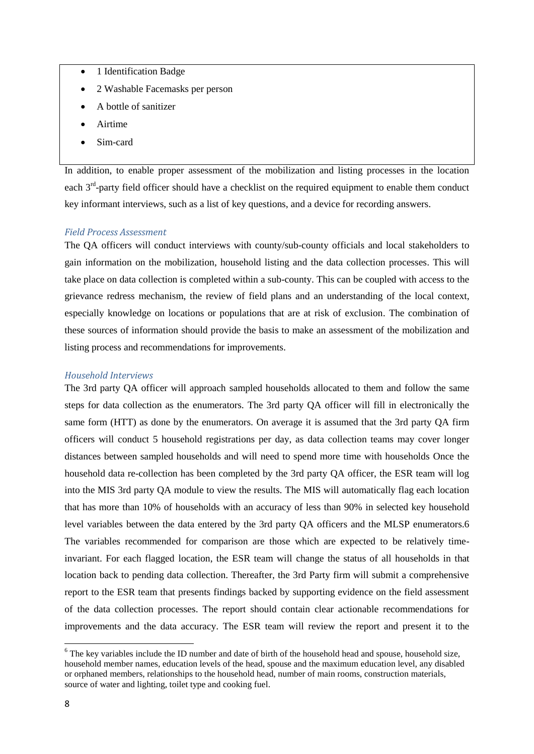- 1 Identification Badge
- 2 Washable Facemasks per person
- A bottle of sanitizer
- Airtime
- Sim-card

In addition, to enable proper assessment of the mobilization and listing processes in the location each 3rd-party field officer should have a checklist on the required equipment to enable them conduct key informant interviews, such as a list of key questions, and a device for recording answers.

*Field Process Assessment*

The QA officers will conduct interviews with county/sub-county officials and local stakeholders to gain information on the mobilization, household listing and the data collection processes. This will take place on data collection is completed within a sub-county. This can be coupled with access to the grievance redress mechanism, the review of field plans and an understanding of the local context, especially knowledge on locations or populations that are at risk of exclusion. The combination of these sources of information should provide the basis to make an assessment of the mobilization and listing process and recommendations for improvements.

*Household Interviews*

The 3rd party QA officer will approach sampled households allocated to them and follow the same steps for data collection as the enumerators. The 3rd party QA officer will fill in electronically the same form (HTT) as done by the enumerators. On average it is assumed that the 3rd party QA firm officers will conduct 5 household registrations per day, as data collection teams may cover longer distances between sampled households and will need to spend more time with households Once the household data re-collection has been completed by the 3rd party QA officer, the ESR team will log into the MIS 3rd party QA module to view the results. The MIS will automatically flag each location that has more than 10% of households with an accuracy of less than 90% in selected key household level variables between the data entered by the 3rd party QA officers and the MLSP enumerators.[6] The variables recommended for comparison are those which are expected to be relatively time-invariant. For each flagged location, the ESR team will change the status of all households in that location back to pending data collection. Thereafter, the 3rd Party firm will submit a comprehensive report to the ESR team that presents findings backed by supporting evidence on the field assessment of the data collection processes. The report should contain clear actionable recommendations for improvements and the data accuracy. The ESR team will review the report and present it to the

[6] The key variables include the ID number and date of birth of the household head and spouse, household size, household member names, education levels of the head, spouse and the maximum education level, any disabled or orphaned members, relationships to the household head, number of main rooms, construction materials, source of water and lighting, toilet type and cooking fuel.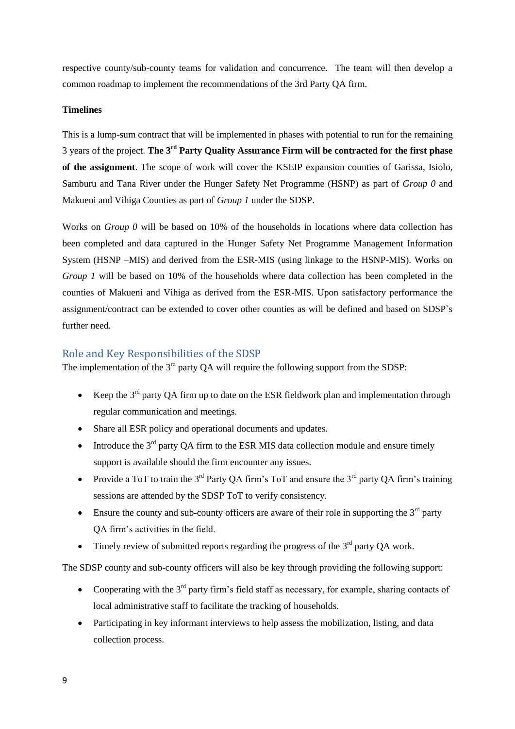respective county/sub-county teams for validation and concurrence. The team will then develop a common roadmap to implement the recommendations of the 3rd Party QA firm.

**Timelines**

This is a lump-sum contract that will be implemented in phases with potential to run for the remaining 3 years of the project. **The 3rd Party Quality Assurance Firm will be contracted for the first phase of the assignment**. The scope of work will cover the KSEIP expansion counties of Garissa, Isiolo, Samburu and Tana River under the Hunger Safety Net Programme (HSNP) as part of *Group 0* and Makueni and Vihiga Counties as part of *Group 1* under the SDSP.

Works on *Group 0* will be based on 10% of the households in locations where data collection has been completed and data captured in the Hunger Safety Net Programme Management Information System (HSNP –MIS) and derived from the ESR-MIS (using linkage to the HSNP-MIS). Works on *Group 1* will be based on 10% of the households where data collection has been completed in the counties of Makueni and Vihiga as derived from the ESR-MIS. Upon satisfactory performance the assignment/contract can be extended to cover other counties as will be defined and based on SDSP`s further need.

## Role and Key Responsibilities of the SDSP

The implementation of the 3rd party QA will require the following support from the SDSP:

- Keep the 3rd party QA firm up to date on the ESR fieldwork plan and implementation through regular communication and meetings.
- Share all ESR policy and operational documents and updates.
- Introduce the 3rd party QA firm to the ESR MIS data collection module and ensure timely support is available should the firm encounter any issues.
- Provide a ToT to train the 3rd Party QA firm's ToT and ensure the 3rd party QA firm's training sessions are attended by the SDSP ToT to verify consistency.
- Ensure the county and sub-county officers are aware of their role in supporting the 3rd party QA firm's activities in the field.
- Timely review of submitted reports regarding the progress of the 3rd party QA work.

The SDSP county and sub-county officers will also be key through providing the following support:

- Cooperating with the 3rd party firm's field staff as necessary, for example, sharing contacts of local administrative staff to facilitate the tracking of households.
- Participating in key informant interviews to help assess the mobilization, listing, and data collection process.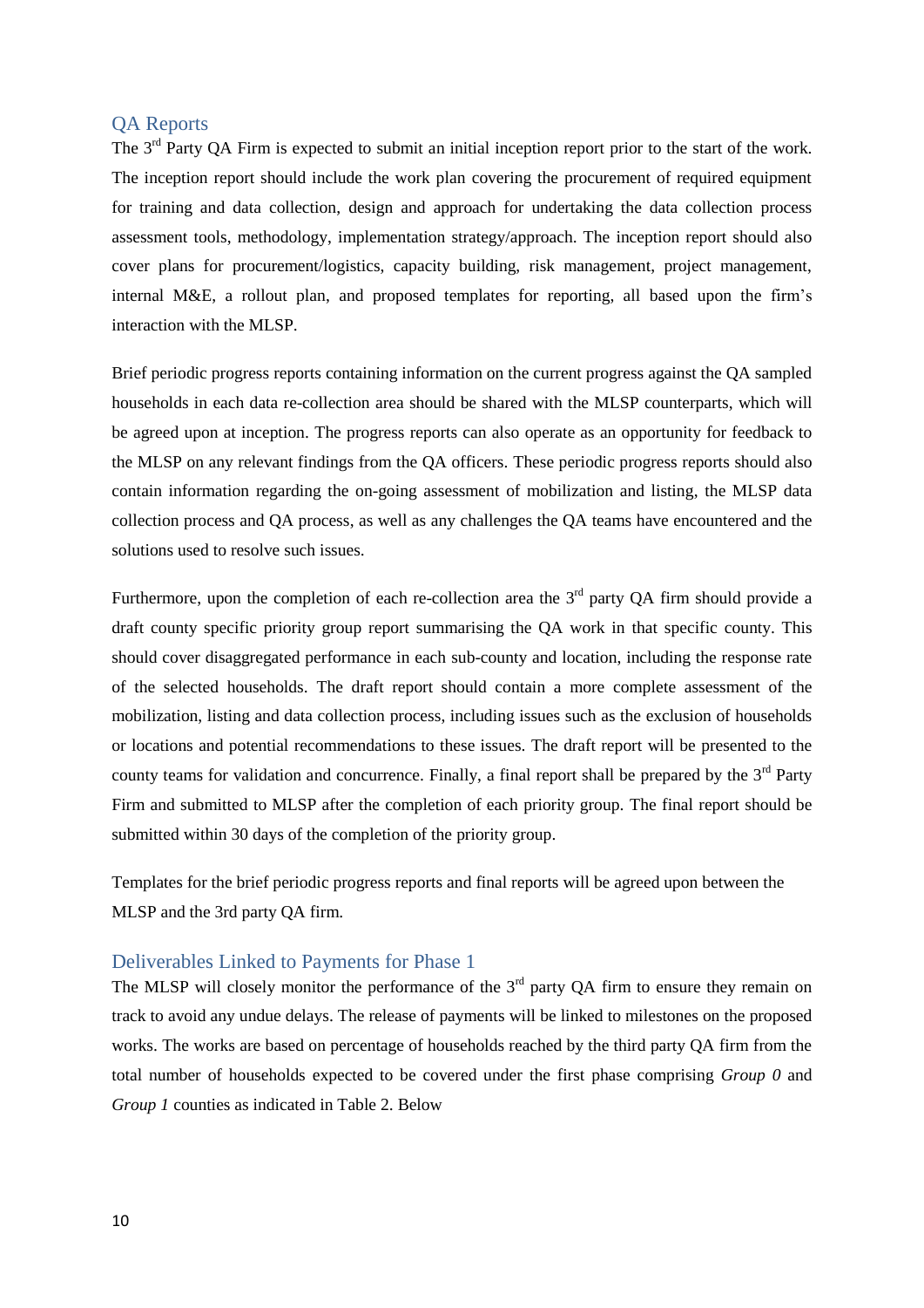## QA Reports

The 3rd Party QA Firm is expected to submit an initial inception report prior to the start of the work. The inception report should include the work plan covering the procurement of required equipment for training and data collection, design and approach for undertaking the data collection process assessment tools, methodology, implementation strategy/approach. The inception report should also cover plans for procurement/logistics, capacity building, risk management, project management, internal M&E, a rollout plan, and proposed templates for reporting, all based upon the firm's interaction with the MLSP.

Brief periodic progress reports containing information on the current progress against the QA sampled households in each data re-collection area should be shared with the MLSP counterparts, which will be agreed upon at inception. The progress reports can also operate as an opportunity for feedback to the MLSP on any relevant findings from the QA officers. These periodic progress reports should also contain information regarding the on-going assessment of mobilization and listing, the MLSP data collection process and QA process, as well as any challenges the QA teams have encountered and the solutions used to resolve such issues.

Furthermore, upon the completion of each re-collection area the 3rd party QA firm should provide a draft county specific priority group report summarising the QA work in that specific county. This should cover disaggregated performance in each sub-county and location, including the response rate of the selected households. The draft report should contain a more complete assessment of the mobilization, listing and data collection process, including issues such as the exclusion of households or locations and potential recommendations to these issues. The draft report will be presented to the county teams for validation and concurrence. Finally, a final report shall be prepared by the 3rd Party Firm and submitted to MLSP after the completion of each priority group. The final report should be submitted within 30 days of the completion of the priority group.

Templates for the brief periodic progress reports and final reports will be agreed upon between the MLSP and the 3rd party QA firm.

## Deliverables Linked to Payments for Phase 1

The MLSP will closely monitor the performance of the 3rd party QA firm to ensure they remain on track to avoid any undue delays. The release of payments will be linked to milestones on the proposed works. The works are based on percentage of households reached by the third party QA firm from the total number of households expected to be covered under the first phase comprising *Group 0* and *Group 1* counties as indicated in Table 2. Below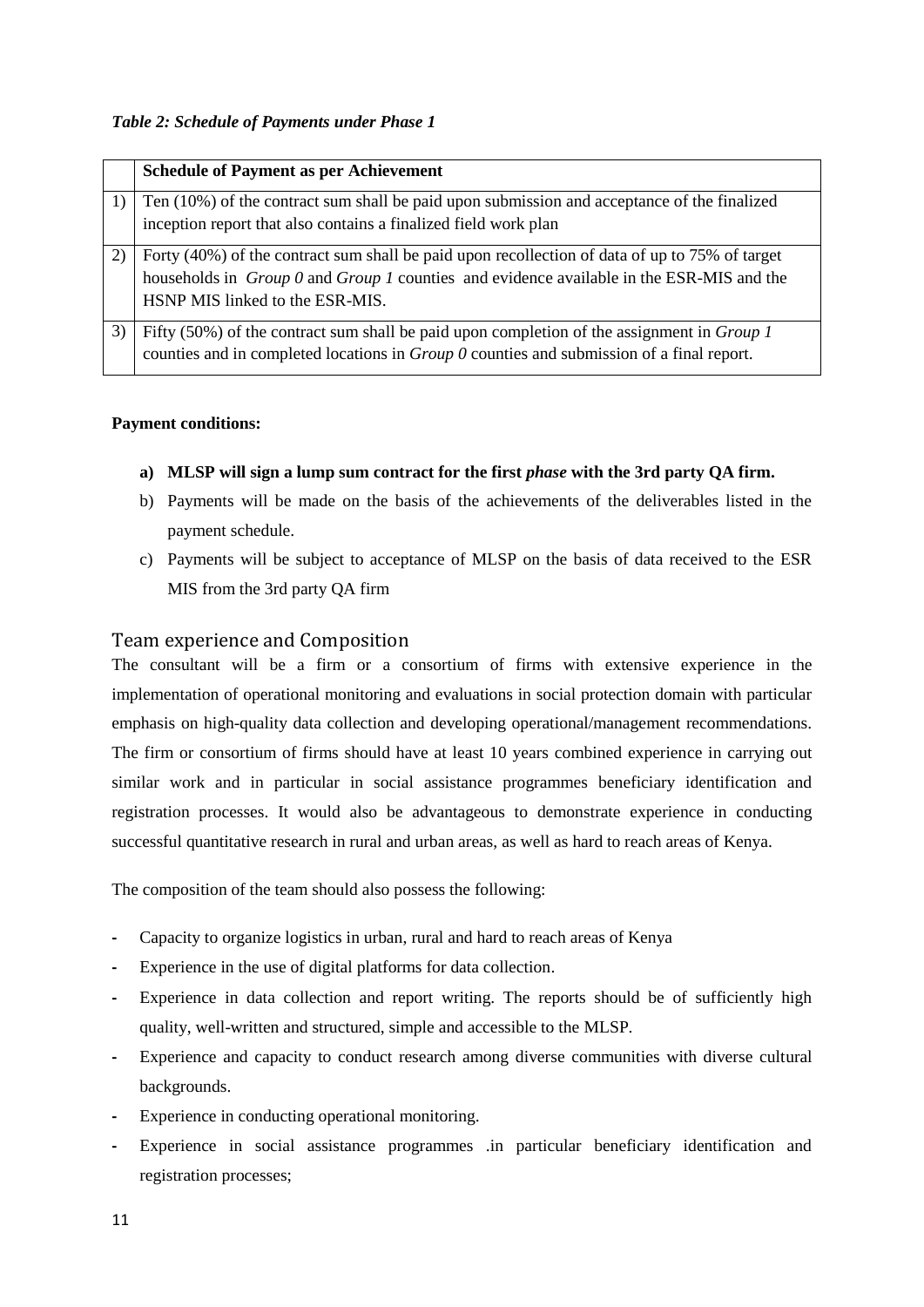*Table 2: Schedule of Payments under Phase 1*

| | **Schedule of Payment as per Achievement** |
|---|---|
| 1) | Ten (10%) of the contract sum shall be paid upon submission and acceptance of the finalized inception report that also contains a finalized field work plan |
| 2) | Forty (40%) of the contract sum shall be paid upon recollection of data of up to 75% of target households in *Group 0* and *Group 1* counties and evidence available in the ESR-MIS and the HSNP MIS linked to the ESR-MIS. |
| 3) | Fifty (50%) of the contract sum shall be paid upon completion of the assignment in *Group 1* counties and in completed locations in *Group 0* counties and submission of a final report. |

**Payment conditions:**

a) **MLSP will sign a lump sum contract for the first *phase* with the 3rd party QA firm.**
b) Payments will be made on the basis of the achievements of the deliverables listed in the payment schedule.
c) Payments will be subject to acceptance of MLSP on the basis of data received to the ESR MIS from the 3rd party QA firm

## Team experience and Composition

The consultant will be a firm or a consortium of firms with extensive experience in the implementation of operational monitoring and evaluations in social protection domain with particular emphasis on high-quality data collection and developing operational/management recommendations. The firm or consortium of firms should have at least 10 years combined experience in carrying out similar work and in particular in social assistance programmes beneficiary identification and registration processes. It would also be advantageous to demonstrate experience in conducting successful quantitative research in rural and urban areas, as well as hard to reach areas of Kenya.

The composition of the team should also possess the following:

- Capacity to organize logistics in urban, rural and hard to reach areas of Kenya
- Experience in the use of digital platforms for data collection.
- Experience in data collection and report writing. The reports should be of sufficiently high quality, well-written and structured, simple and accessible to the MLSP.
- Experience and capacity to conduct research among diverse communities with diverse cultural backgrounds.
- Experience in conducting operational monitoring.
- Experience in social assistance programmes .in particular beneficiary identification and registration processes;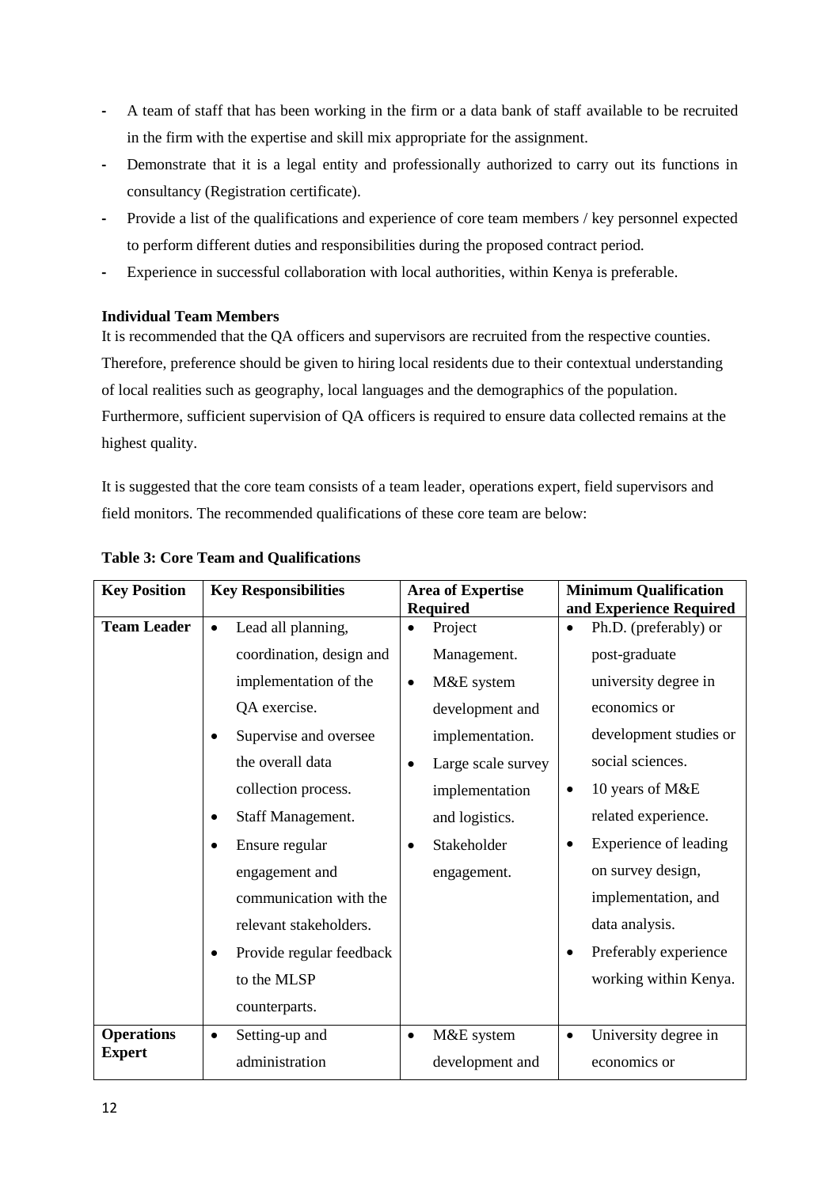- A team of staff that has been working in the firm or a data bank of staff available to be recruited in the firm with the expertise and skill mix appropriate for the assignment.
- Demonstrate that it is a legal entity and professionally authorized to carry out its functions in consultancy (Registration certificate).
- Provide a list of the qualifications and experience of core team members / key personnel expected to perform different duties and responsibilities during the proposed contract period.
- Experience in successful collaboration with local authorities, within Kenya is preferable.

**Individual Team Members**

It is recommended that the QA officers and supervisors are recruited from the respective counties. Therefore, preference should be given to hiring local residents due to their contextual understanding of local realities such as geography, local languages and the demographics of the population. Furthermore, sufficient supervision of QA officers is required to ensure data collected remains at the highest quality.

It is suggested that the core team consists of a team leader, operations expert, field supervisors and field monitors. The recommended qualifications of these core team are below:

**Table 3: Core Team and Qualifications**

| Key Position | Key Responsibilities | Area of Expertise Required | Minimum Qualification and Experience Required |
|---|---|---|---|
| **Team Leader** | • Lead all planning, coordination, design and implementation of the QA exercise.<br>• Supervise and oversee the overall data collection process.<br>• Staff Management.<br>• Ensure regular engagement and communication with the relevant stakeholders.<br>• Provide regular feedback to the MLSP counterparts. | • Project Management.<br>• M&E system development and implementation.<br>• Large scale survey implementation and logistics.<br>• Stakeholder engagement. | • Ph.D. (preferably) or post-graduate university degree in economics or development studies or social sciences.<br>• 10 years of M&E related experience.<br>• Experience of leading on survey design, implementation, and data analysis.<br>• Preferably experience working within Kenya. |
| **Operations Expert** | • Setting-up and administration | • M&E system development and | • University degree in economics or |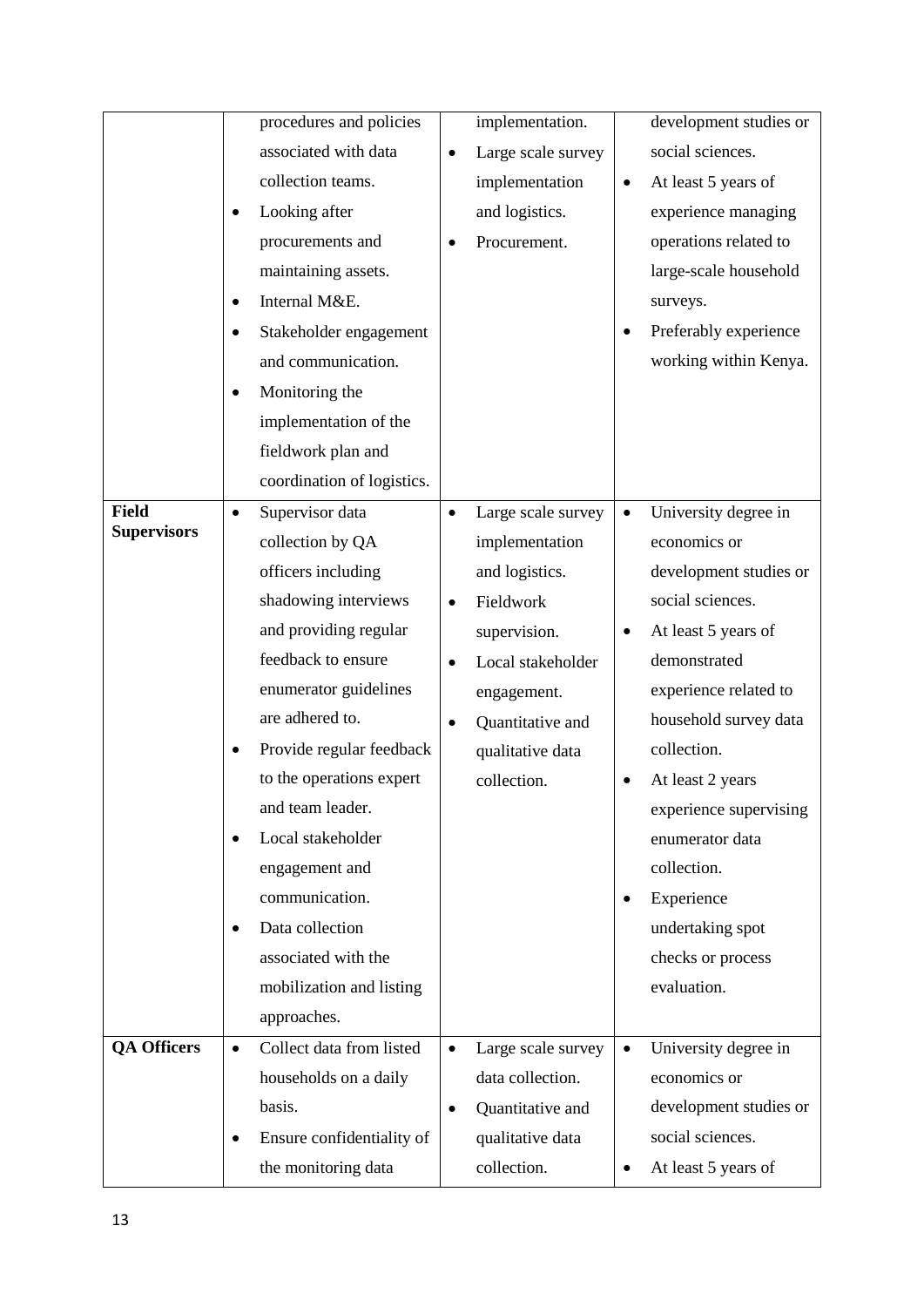| | | | |
|---|---|---|---|
| | procedures and policies associated with data collection teams.<br>• Looking after procurements and maintaining assets.<br>• Internal M&E.<br>• Stakeholder engagement and communication.<br>• Monitoring the implementation of the fieldwork plan and coordination of logistics. | implementation.<br>• Large scale survey implementation and logistics.<br>• Procurement. | development studies or social sciences.<br>• At least 5 years of experience managing operations related to large-scale household surveys.<br>• Preferably experience working within Kenya. |
| **Field Supervisors** | • Supervisor data collection by QA officers including shadowing interviews and providing regular feedback to ensure enumerator guidelines are adhered to.<br>• Provide regular feedback to the operations expert and team leader.<br>• Local stakeholder engagement and communication.<br>• Data collection associated with the mobilization and listing approaches. | • Large scale survey implementation and logistics.<br>• Fieldwork supervision.<br>• Local stakeholder engagement.<br>• Quantitative and qualitative data collection. | • University degree in economics or development studies or social sciences.<br>• At least 5 years of demonstrated experience related to household survey data collection.<br>• At least 2 years experience supervising enumerator data collection.<br>• Experience undertaking spot checks or process evaluation. |
| **QA Officers** | • Collect data from listed households on a daily basis.<br>• Ensure confidentiality of the monitoring data | • Large scale survey data collection.<br>• Quantitative and qualitative data collection. | • University degree in economics or development studies or social sciences.<br>• At least 5 years of |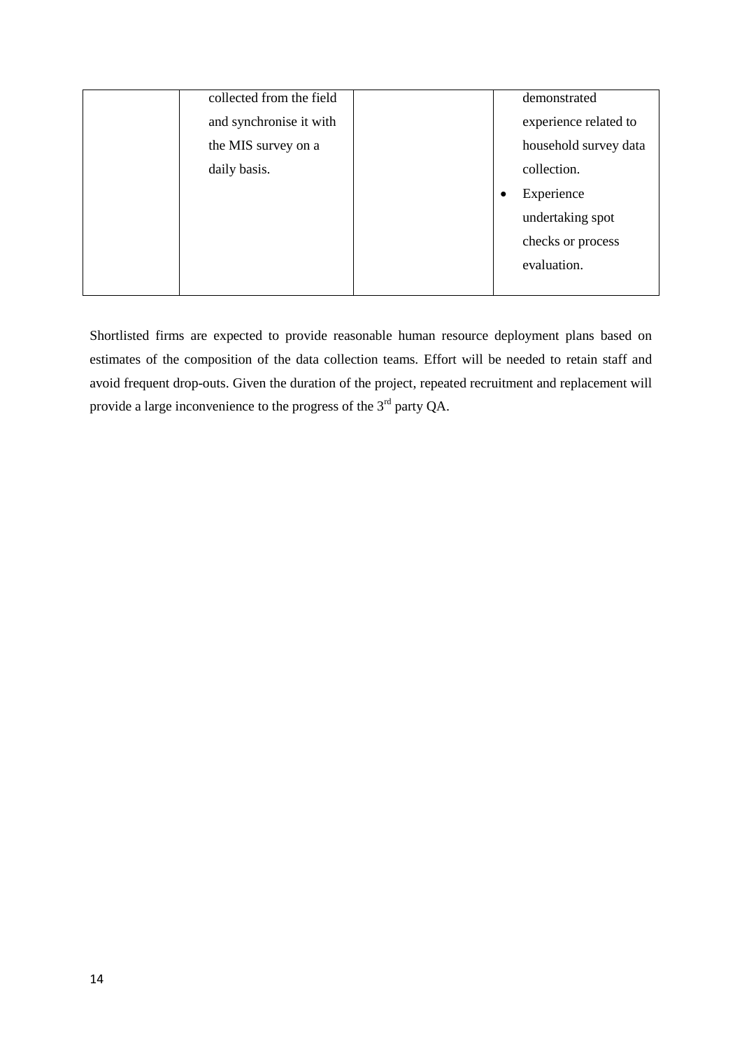|  | collected from the field and synchronise it with the MIS survey on a daily basis. |  | demonstrated experience related to household survey data collection.<br>• Experience undertaking spot checks or process evaluation. |
|---|---|---|---|

Shortlisted firms are expected to provide reasonable human resource deployment plans based on estimates of the composition of the data collection teams. Effort will be needed to retain staff and avoid frequent drop-outs. Given the duration of the project, repeated recruitment and replacement will provide a large inconvenience to the progress of the 3rd party QA.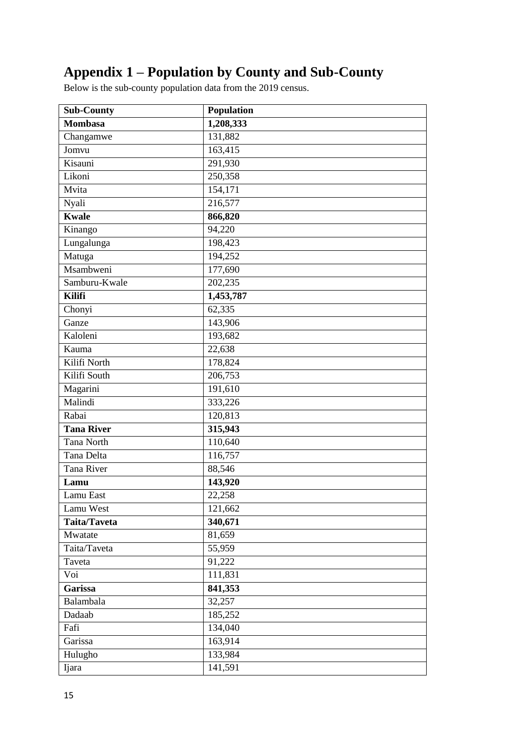# Appendix 1 – Population by County and Sub-County

Below is the sub-county population data from the 2019 census.

| Sub-County | Population |
|---|---|
| **Mombasa** | **1,208,333** |
| Changamwe | 131,882 |
| Jomvu | 163,415 |
| Kisauni | 291,930 |
| Likoni | 250,358 |
| Mvita | 154,171 |
| Nyali | 216,577 |
| **Kwale** | **866,820** |
| Kinango | 94,220 |
| Lungalunga | 198,423 |
| Matuga | 194,252 |
| Msambweni | 177,690 |
| Samburu-Kwale | 202,235 |
| **Kilifi** | **1,453,787** |
| Chonyi | 62,335 |
| Ganze | 143,906 |
| Kaloleni | 193,682 |
| Kauma | 22,638 |
| Kilifi North | 178,824 |
| Kilifi South | 206,753 |
| Magarini | 191,610 |
| Malindi | 333,226 |
| Rabai | 120,813 |
| **Tana River** | **315,943** |
| Tana North | 110,640 |
| Tana Delta | 116,757 |
| Tana River | 88,546 |
| **Lamu** | **143,920** |
| Lamu East | 22,258 |
| Lamu West | 121,662 |
| **Taita/Taveta** | **340,671** |
| Mwatate | 81,659 |
| Taita/Taveta | 55,959 |
| Taveta | 91,222 |
| Voi | 111,831 |
| **Garissa** | **841,353** |
| Balambala | 32,257 |
| Dadaab | 185,252 |
| Fafi | 134,040 |
| Garissa | 163,914 |
| Hulugho | 133,984 |
| Ijara | 141,591 |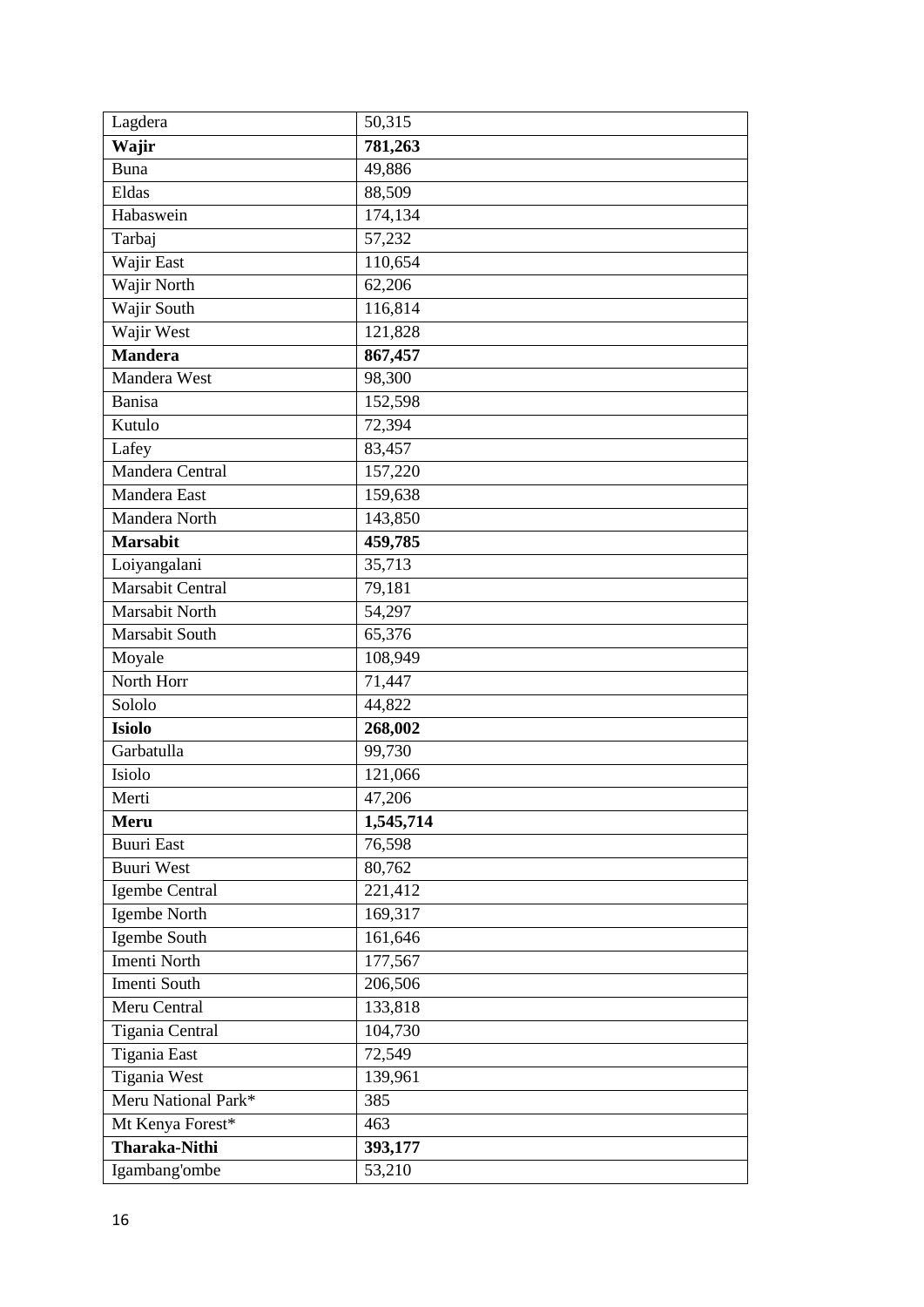| Lagdera | 50,315 |
|---|---|
| **Wajir** | **781,263** |
| Buna | 49,886 |
| Eldas | 88,509 |
| Habaswein | 174,134 |
| Tarbaj | 57,232 |
| Wajir East | 110,654 |
| Wajir North | 62,206 |
| Wajir South | 116,814 |
| Wajir West | 121,828 |
| **Mandera** | **867,457** |
| Mandera West | 98,300 |
| Banisa | 152,598 |
| Kutulo | 72,394 |
| Lafey | 83,457 |
| Mandera Central | 157,220 |
| Mandera East | 159,638 |
| Mandera North | 143,850 |
| **Marsabit** | **459,785** |
| Loiyangalani | 35,713 |
| Marsabit Central | 79,181 |
| Marsabit North | 54,297 |
| Marsabit South | 65,376 |
| Moyale | 108,949 |
| North Horr | 71,447 |
| Sololo | 44,822 |
| **Isiolo** | **268,002** |
| Garbatulla | 99,730 |
| Isiolo | 121,066 |
| Merti | 47,206 |
| **Meru** | **1,545,714** |
| Buuri East | 76,598 |
| Buuri West | 80,762 |
| Igembe Central | 221,412 |
| Igembe North | 169,317 |
| Igembe South | 161,646 |
| Imenti North | 177,567 |
| Imenti South | 206,506 |
| Meru Central | 133,818 |
| Tigania Central | 104,730 |
| Tigania East | 72,549 |
| Tigania West | 139,961 |
| Meru National Park* | 385 |
| Mt Kenya Forest* | 463 |
| **Tharaka-Nithi** | **393,177** |
| Igambang'ombe | 53,210 |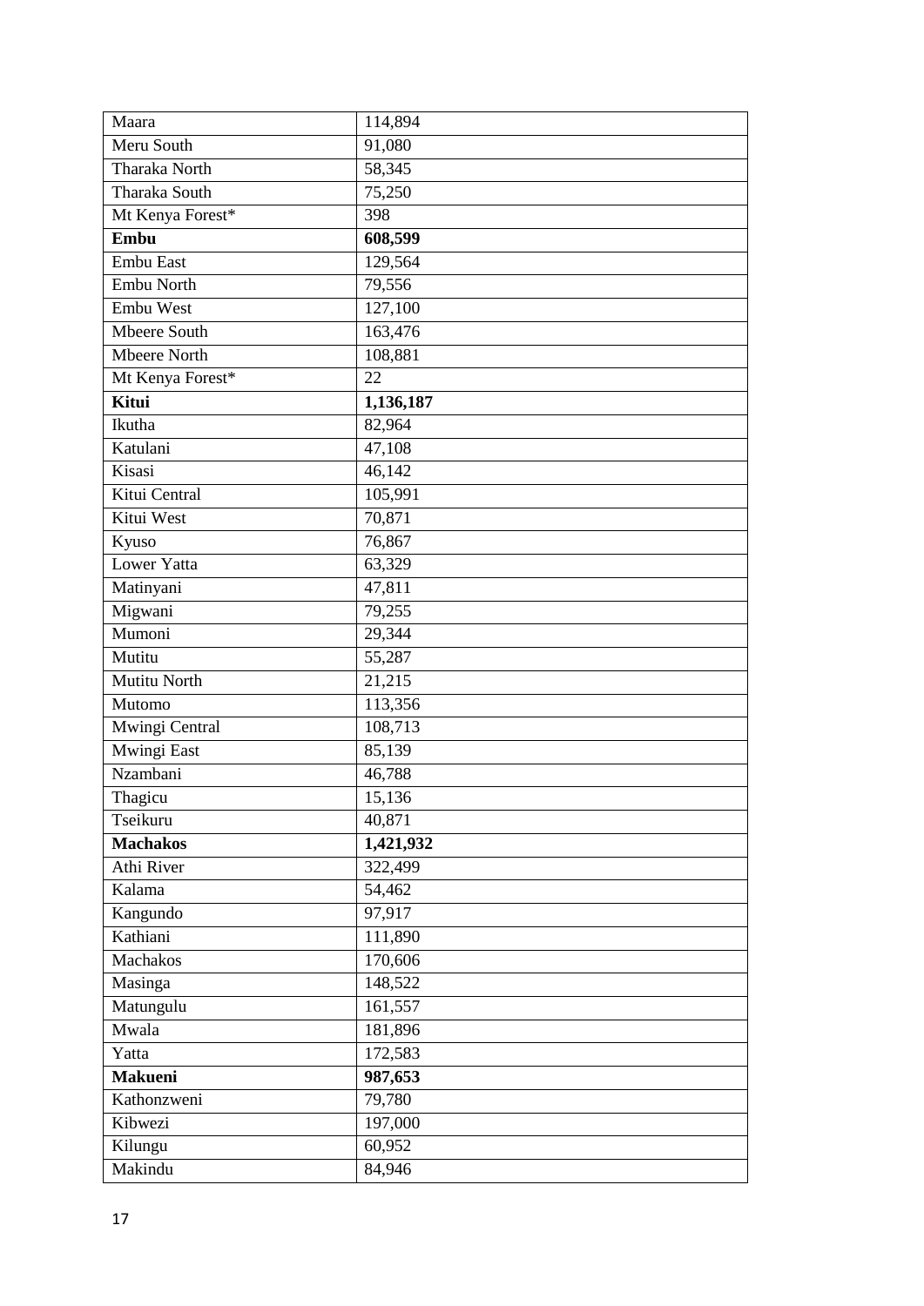| Maara | 114,894 |
|---|---|
| Meru South | 91,080 |
| Tharaka North | 58,345 |
| Tharaka South | 75,250 |
| Mt Kenya Forest* | 398 |
| **Embu** | **608,599** |
| Embu East | 129,564 |
| Embu North | 79,556 |
| Embu West | 127,100 |
| Mbeere South | 163,476 |
| Mbeere North | 108,881 |
| Mt Kenya Forest* | 22 |
| **Kitui** | **1,136,187** |
| Ikutha | 82,964 |
| Katulani | 47,108 |
| Kisasi | 46,142 |
| Kitui Central | 105,991 |
| Kitui West | 70,871 |
| Kyuso | 76,867 |
| Lower Yatta | 63,329 |
| Matinyani | 47,811 |
| Migwani | 79,255 |
| Mumoni | 29,344 |
| Mutitu | 55,287 |
| Mutitu North | 21,215 |
| Mutomo | 113,356 |
| Mwingi Central | 108,713 |
| Mwingi East | 85,139 |
| Nzambani | 46,788 |
| Thagicu | 15,136 |
| Tseikuru | 40,871 |
| **Machakos** | **1,421,932** |
| Athi River | 322,499 |
| Kalama | 54,462 |
| Kangundo | 97,917 |
| Kathiani | 111,890 |
| Machakos | 170,606 |
| Masinga | 148,522 |
| Matungulu | 161,557 |
| Mwala | 181,896 |
| Yatta | 172,583 |
| **Makueni** | **987,653** |
| Kathonzweni | 79,780 |
| Kibwezi | 197,000 |
| Kilungu | 60,952 |
| Makindu | 84,946 |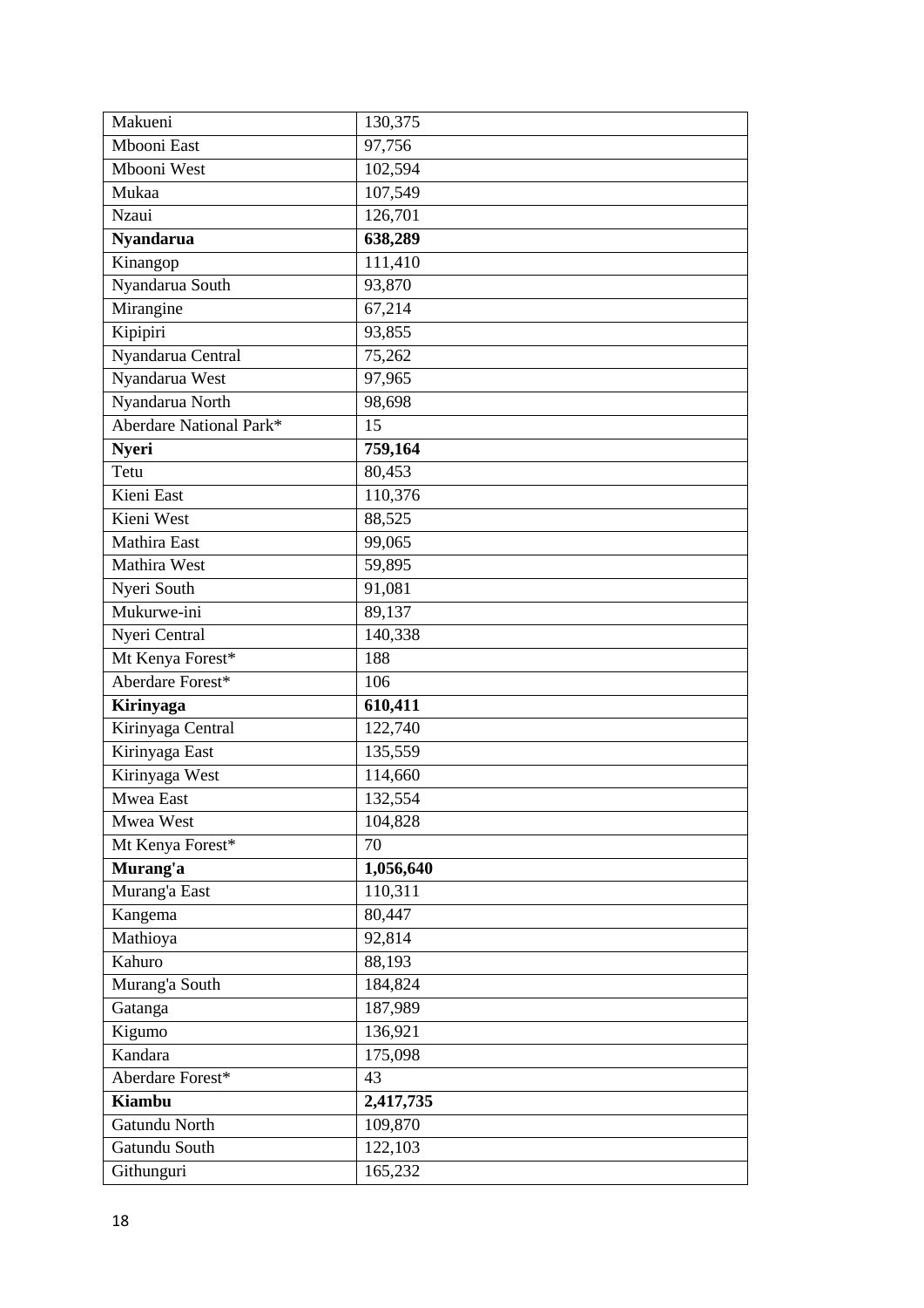| Makueni | 130,375 |
|---|---|
| Mbooni East | 97,756 |
| Mbooni West | 102,594 |
| Mukaa | 107,549 |
| Nzaui | 126,701 |
| **Nyandarua** | **638,289** |
| Kinangop | 111,410 |
| Nyandarua South | 93,870 |
| Mirangine | 67,214 |
| Kipipiri | 93,855 |
| Nyandarua Central | 75,262 |
| Nyandarua West | 97,965 |
| Nyandarua North | 98,698 |
| Aberdare National Park* | 15 |
| **Nyeri** | **759,164** |
| Tetu | 80,453 |
| Kieni East | 110,376 |
| Kieni West | 88,525 |
| Mathira East | 99,065 |
| Mathira West | 59,895 |
| Nyeri South | 91,081 |
| Mukurwe-ini | 89,137 |
| Nyeri Central | 140,338 |
| Mt Kenya Forest* | 188 |
| Aberdare Forest* | 106 |
| **Kirinyaga** | **610,411** |
| Kirinyaga Central | 122,740 |
| Kirinyaga East | 135,559 |
| Kirinyaga West | 114,660 |
| Mwea East | 132,554 |
| Mwea West | 104,828 |
| Mt Kenya Forest* | 70 |
| **Murang'a** | **1,056,640** |
| Murang'a East | 110,311 |
| Kangema | 80,447 |
| Mathioya | 92,814 |
| Kahuro | 88,193 |
| Murang'a South | 184,824 |
| Gatanga | 187,989 |
| Kigumo | 136,921 |
| Kandara | 175,098 |
| Aberdare Forest* | 43 |
| **Kiambu** | **2,417,735** |
| Gatundu North | 109,870 |
| Gatundu South | 122,103 |
| Githunguri | 165,232 |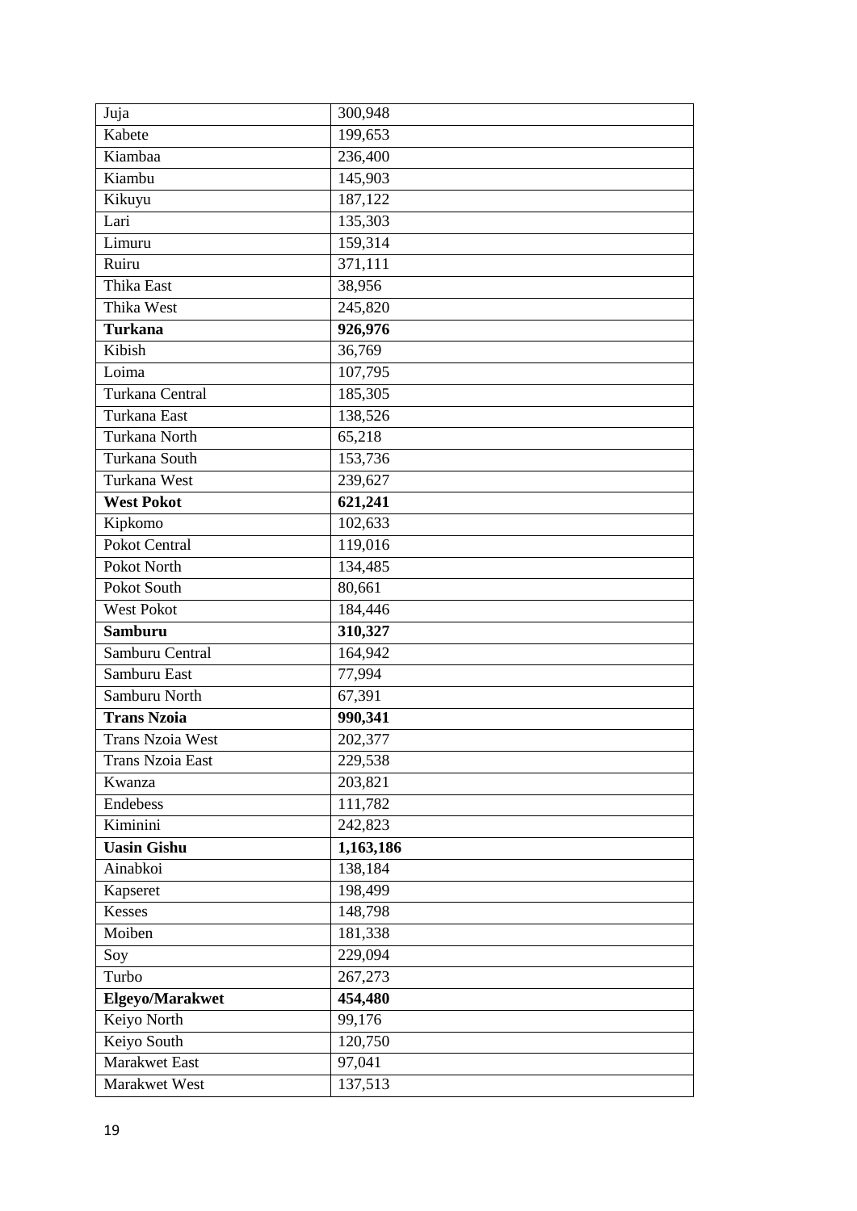| Juja | 300,948 |
|---|---|
| Kabete | 199,653 |
| Kiambaa | 236,400 |
| Kiambu | 145,903 |
| Kikuyu | 187,122 |
| Lari | 135,303 |
| Limuru | 159,314 |
| Ruiru | 371,111 |
| Thika East | 38,956 |
| Thika West | 245,820 |
| **Turkana** | **926,976** |
| Kibish | 36,769 |
| Loima | 107,795 |
| Turkana Central | 185,305 |
| Turkana East | 138,526 |
| Turkana North | 65,218 |
| Turkana South | 153,736 |
| Turkana West | 239,627 |
| **West Pokot** | **621,241** |
| Kipkomo | 102,633 |
| Pokot Central | 119,016 |
| Pokot North | 134,485 |
| Pokot South | 80,661 |
| West Pokot | 184,446 |
| **Samburu** | **310,327** |
| Samburu Central | 164,942 |
| Samburu East | 77,994 |
| Samburu North | 67,391 |
| **Trans Nzoia** | **990,341** |
| Trans Nzoia West | 202,377 |
| Trans Nzoia East | 229,538 |
| Kwanza | 203,821 |
| Endebess | 111,782 |
| Kiminini | 242,823 |
| **Uasin Gishu** | **1,163,186** |
| Ainabkoi | 138,184 |
| Kapseret | 198,499 |
| Kesses | 148,798 |
| Moiben | 181,338 |
| Soy | 229,094 |
| Turbo | 267,273 |
| **Elgeyo/Marakwet** | **454,480** |
| Keiyo North | 99,176 |
| Keiyo South | 120,750 |
| Marakwet East | 97,041 |
| Marakwet West | 137,513 |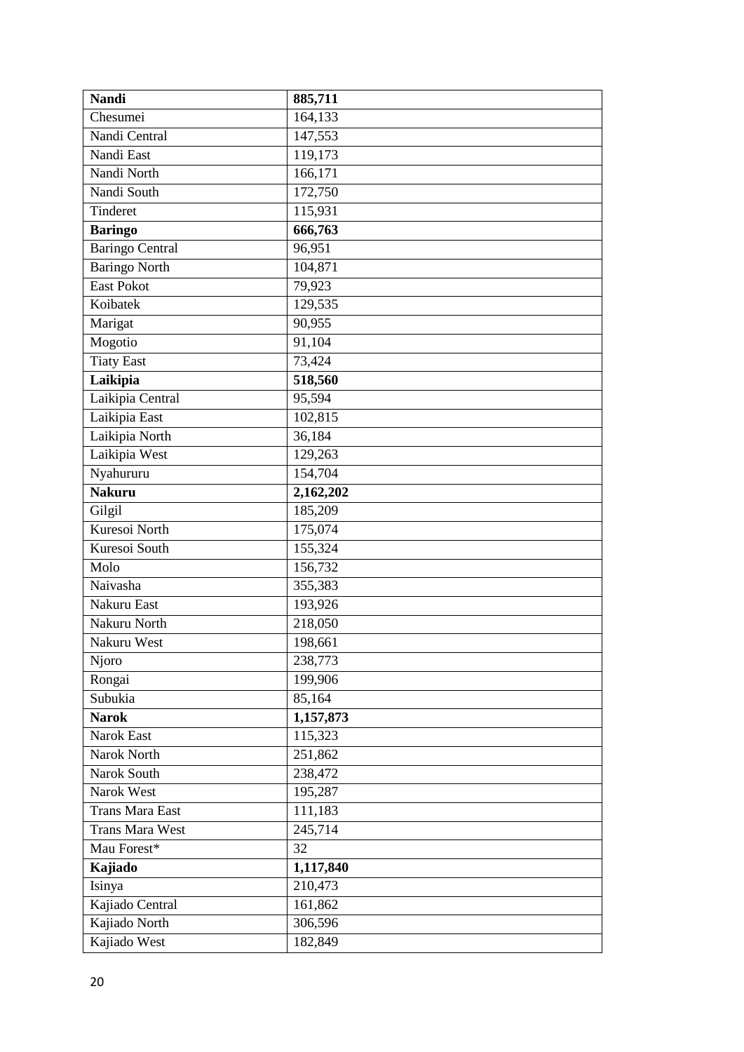| **Nandi** | **885,711** |
|---|---|
| Chesumei | 164,133 |
| Nandi Central | 147,553 |
| Nandi East | 119,173 |
| Nandi North | 166,171 |
| Nandi South | 172,750 |
| Tinderet | 115,931 |
| **Baringo** | **666,763** |
| Baringo Central | 96,951 |
| Baringo North | 104,871 |
| East Pokot | 79,923 |
| Koibatek | 129,535 |
| Marigat | 90,955 |
| Mogotio | 91,104 |
| Tiaty East | 73,424 |
| **Laikipia** | **518,560** |
| Laikipia Central | 95,594 |
| Laikipia East | 102,815 |
| Laikipia North | 36,184 |
| Laikipia West | 129,263 |
| Nyahururu | 154,704 |
| **Nakuru** | **2,162,202** |
| Gilgil | 185,209 |
| Kuresoi North | 175,074 |
| Kuresoi South | 155,324 |
| Molo | 156,732 |
| Naivasha | 355,383 |
| Nakuru East | 193,926 |
| Nakuru North | 218,050 |
| Nakuru West | 198,661 |
| Njoro | 238,773 |
| Rongai | 199,906 |
| Subukia | 85,164 |
| **Narok** | **1,157,873** |
| Narok East | 115,323 |
| Narok North | 251,862 |
| Narok South | 238,472 |
| Narok West | 195,287 |
| Trans Mara East | 111,183 |
| Trans Mara West | 245,714 |
| Mau Forest* | 32 |
| **Kajiado** | **1,117,840** |
| Isinya | 210,473 |
| Kajiado Central | 161,862 |
| Kajiado North | 306,596 |
| Kajiado West | 182,849 |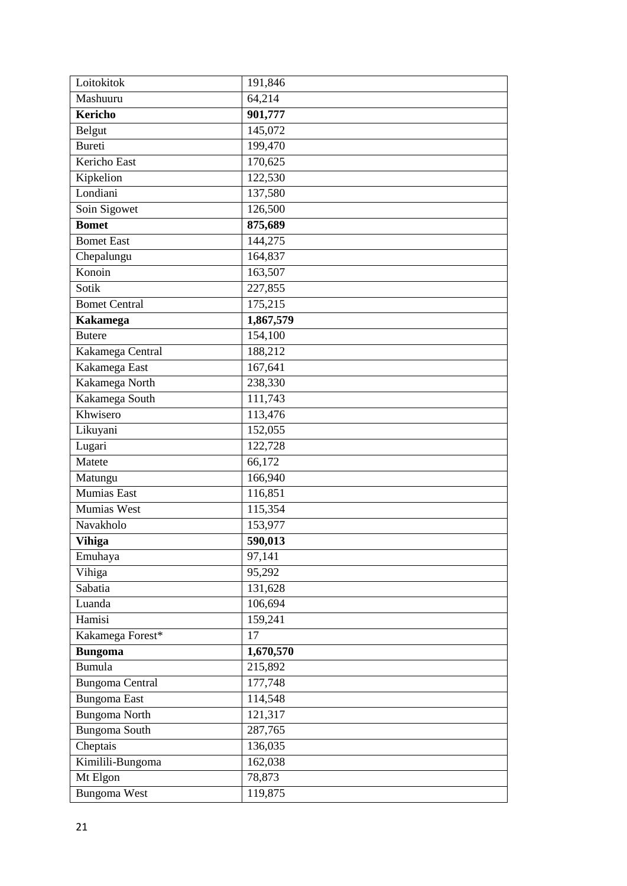| Loitokitok | 191,846 |
|---|---|
| Mashuuru | 64,214 |
| **Kericho** | **901,777** |
| Belgut | 145,072 |
| Bureti | 199,470 |
| Kericho East | 170,625 |
| Kipkelion | 122,530 |
| Londiani | 137,580 |
| Soin Sigowet | 126,500 |
| **Bomet** | **875,689** |
| Bomet East | 144,275 |
| Chepalungu | 164,837 |
| Konoin | 163,507 |
| Sotik | 227,855 |
| Bomet Central | 175,215 |
| **Kakamega** | **1,867,579** |
| Butere | 154,100 |
| Kakamega Central | 188,212 |
| Kakamega East | 167,641 |
| Kakamega North | 238,330 |
| Kakamega South | 111,743 |
| Khwisero | 113,476 |
| Likuyani | 152,055 |
| Lugari | 122,728 |
| Matete | 66,172 |
| Matungu | 166,940 |
| Mumias East | 116,851 |
| Mumias West | 115,354 |
| Navakholo | 153,977 |
| **Vihiga** | **590,013** |
| Emuhaya | 97,141 |
| Vihiga | 95,292 |
| Sabatia | 131,628 |
| Luanda | 106,694 |
| Hamisi | 159,241 |
| Kakamega Forest* | 17 |
| **Bungoma** | **1,670,570** |
| Bumula | 215,892 |
| Bungoma Central | 177,748 |
| Bungoma East | 114,548 |
| Bungoma North | 121,317 |
| Bungoma South | 287,765 |
| Cheptais | 136,035 |
| Kimilili-Bungoma | 162,038 |
| Mt Elgon | 78,873 |
| Bungoma West | 119,875 |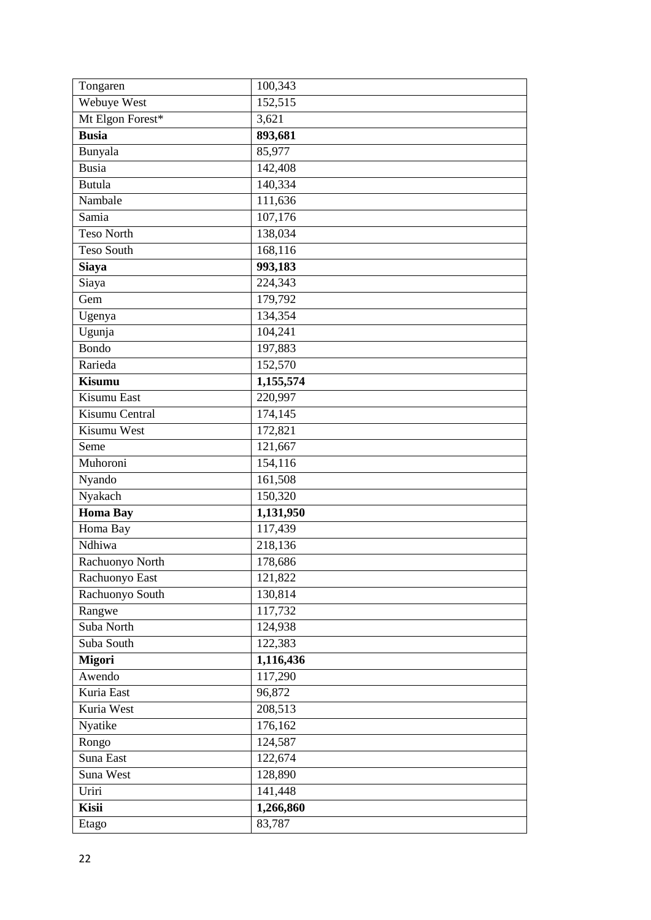| Tongaren | 100,343 |
|---|---|
| Webuye West | 152,515 |
| Mt Elgon Forest* | 3,621 |
| **Busia** | **893,681** |
| Bunyala | 85,977 |
| Busia | 142,408 |
| Butula | 140,334 |
| Nambale | 111,636 |
| Samia | 107,176 |
| Teso North | 138,034 |
| Teso South | 168,116 |
| **Siaya** | **993,183** |
| Siaya | 224,343 |
| Gem | 179,792 |
| Ugenya | 134,354 |
| Ugunja | 104,241 |
| Bondo | 197,883 |
| Rarieda | 152,570 |
| **Kisumu** | **1,155,574** |
| Kisumu East | 220,997 |
| Kisumu Central | 174,145 |
| Kisumu West | 172,821 |
| Seme | 121,667 |
| Muhoroni | 154,116 |
| Nyando | 161,508 |
| Nyakach | 150,320 |
| **Homa Bay** | **1,131,950** |
| Homa Bay | 117,439 |
| Ndhiwa | 218,136 |
| Rachuonyo North | 178,686 |
| Rachuonyo East | 121,822 |
| Rachuonyo South | 130,814 |
| Rangwe | 117,732 |
| Suba North | 124,938 |
| Suba South | 122,383 |
| **Migori** | **1,116,436** |
| Awendo | 117,290 |
| Kuria East | 96,872 |
| Kuria West | 208,513 |
| Nyatike | 176,162 |
| Rongo | 124,587 |
| Suna East | 122,674 |
| Suna West | 128,890 |
| Uriri | 141,448 |
| **Kisii** | **1,266,860** |
| Etago | 83,787 |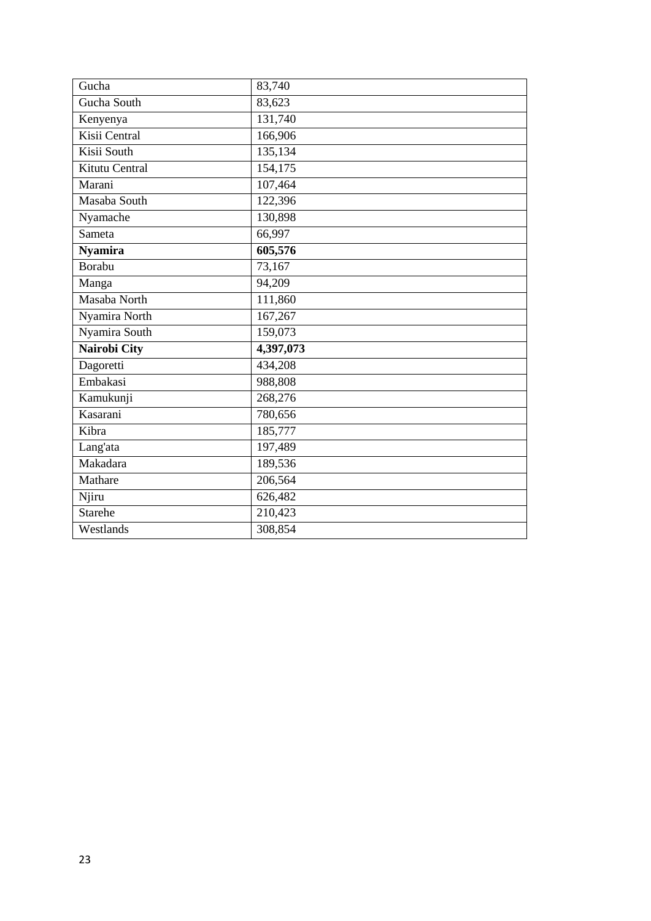| | |
|---|---|
| Gucha | 83,740 |
| Gucha South | 83,623 |
| Kenyenya | 131,740 |
| Kisii Central | 166,906 |
| Kisii South | 135,134 |
| Kitutu Central | 154,175 |
| Marani | 107,464 |
| Masaba South | 122,396 |
| Nyamache | 130,898 |
| Sameta | 66,997 |
| **Nyamira** | **605,576** |
| Borabu | 73,167 |
| Manga | 94,209 |
| Masaba North | 111,860 |
| Nyamira North | 167,267 |
| Nyamira South | 159,073 |
| **Nairobi City** | **4,397,073** |
| Dagoretti | 434,208 |
| Embakasi | 988,808 |
| Kamukunji | 268,276 |
| Kasarani | 780,656 |
| Kibra | 185,777 |
| Lang'ata | 197,489 |
| Makadara | 189,536 |
| Mathare | 206,564 |
| Njiru | 626,482 |
| Starehe | 210,423 |
| Westlands | 308,854 |